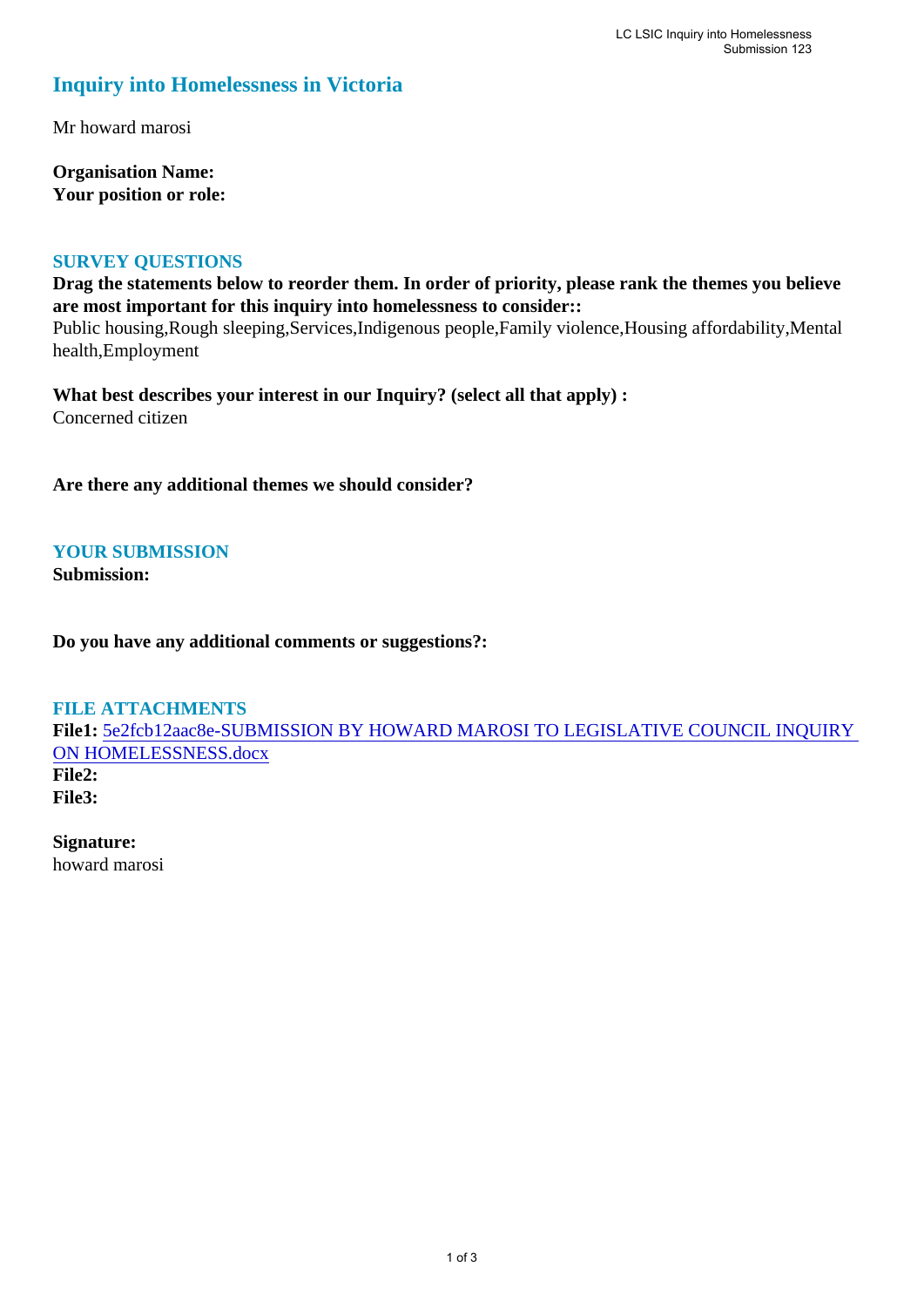# Inquiry into Homelessness in Victoria

Mr howard marosi

**Organisation Name:**
**Your position or role:**

## SURVEY QUESTIONS

**Drag the statements below to reorder them. In order of priority, please rank the themes you believe are most important for this inquiry into homelessness to consider::**
Public housing,Rough sleeping,Services,Indigenous people,Family violence,Housing affordability,Mental health,Employment

**What best describes your interest in our Inquiry? (select all that apply) :**
Concerned citizen

**Are there any additional themes we should consider?**

## YOUR SUBMISSION

**Submission:**

**Do you have any additional comments or suggestions?:**

## FILE ATTACHMENTS

**File1:** 5e2fcb12aac8e-SUBMISSION BY HOWARD MAROSI TO LEGISLATIVE COUNCIL INQUIRY ON HOMELESSNESS.docx
**File2:**
**File3:**

**Signature:**
howard marosi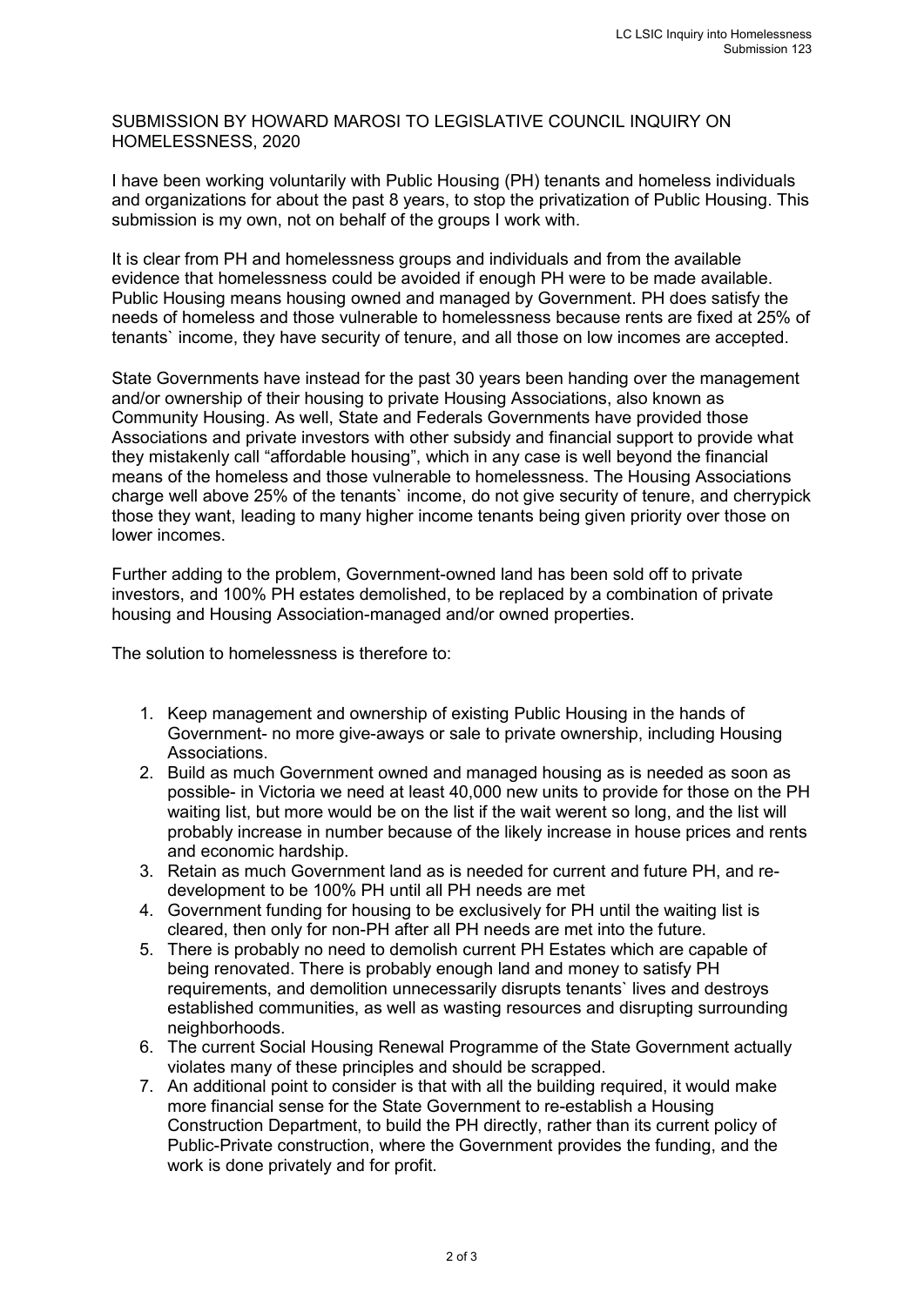SUBMISSION BY HOWARD MAROSI TO LEGISLATIVE COUNCIL INQUIRY ON HOMELESSNESS, 2020

I have been working voluntarily with Public Housing (PH) tenants and homeless individuals and organizations for about the past 8 years, to stop the privatization of Public Housing. This submission is my own, not on behalf of the groups I work with.

It is clear from PH and homelessness groups and individuals and from the available evidence that homelessness could be avoided if enough PH were to be made available. Public Housing means housing owned and managed by Government. PH does satisfy the needs of homeless and those vulnerable to homelessness because rents are fixed at 25% of tenants` income, they have security of tenure, and all those on low incomes are accepted.

State Governments have instead for the past 30 years been handing over the management and/or ownership of their housing to private Housing Associations, also known as Community Housing. As well, State and Federals Governments have provided those Associations and private investors with other subsidy and financial support to provide what they mistakenly call "affordable housing", which in any case is well beyond the financial means of the homeless and those vulnerable to homelessness. The Housing Associations charge well above 25% of the tenants` income, do not give security of tenure, and cherrypick those they want, leading to many higher income tenants being given priority over those on lower incomes.

Further adding to the problem, Government-owned land has been sold off to private investors, and 100% PH estates demolished, to be replaced by a combination of private housing and Housing Association-managed and/or owned properties.

The solution to homelessness is therefore to:

1. Keep management and ownership of existing Public Housing in the hands of Government- no more give-aways or sale to private ownership, including Housing Associations.
2. Build as much Government owned and managed housing as is needed as soon as possible- in Victoria we need at least 40,000 new units to provide for those on the PH waiting list, but more would be on the list if the wait werent so long, and the list will probably increase in number because of the likely increase in house prices and rents and economic hardship.
3. Retain as much Government land as is needed for current and future PH, and re-development to be 100% PH until all PH needs are met
4. Government funding for housing to be exclusively for PH until the waiting list is cleared, then only for non-PH after all PH needs are met into the future.
5. There is probably no need to demolish current PH Estates which are capable of being renovated. There is probably enough land and money to satisfy PH requirements, and demolition unnecessarily disrupts tenants` lives and destroys established communities, as well as wasting resources and disrupting surrounding neighborhoods.
6. The current Social Housing Renewal Programme of the State Government actually violates many of these principles and should be scrapped.
7. An additional point to consider is that with all the building required, it would make more financial sense for the State Government to re-establish a Housing Construction Department, to build the PH directly, rather than its current policy of Public-Private construction, where the Government provides the funding, and the work is done privately and for profit.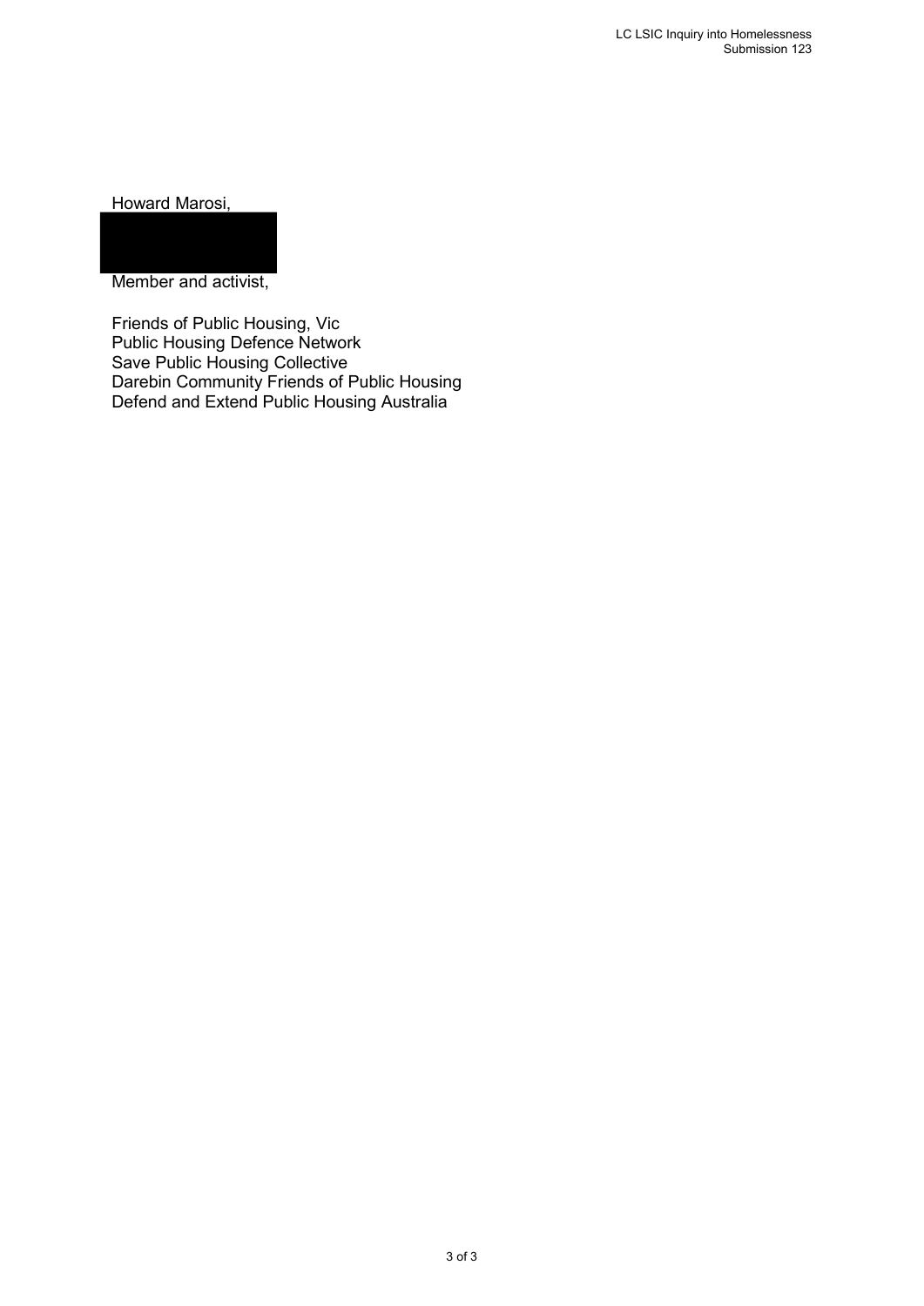Howard Marosi,

Member and activist,

Friends of Public Housing, Vic
Public Housing Defence Network
Save Public Housing Collective
Darebin Community Friends of Public Housing
Defend and Extend Public Housing Australia